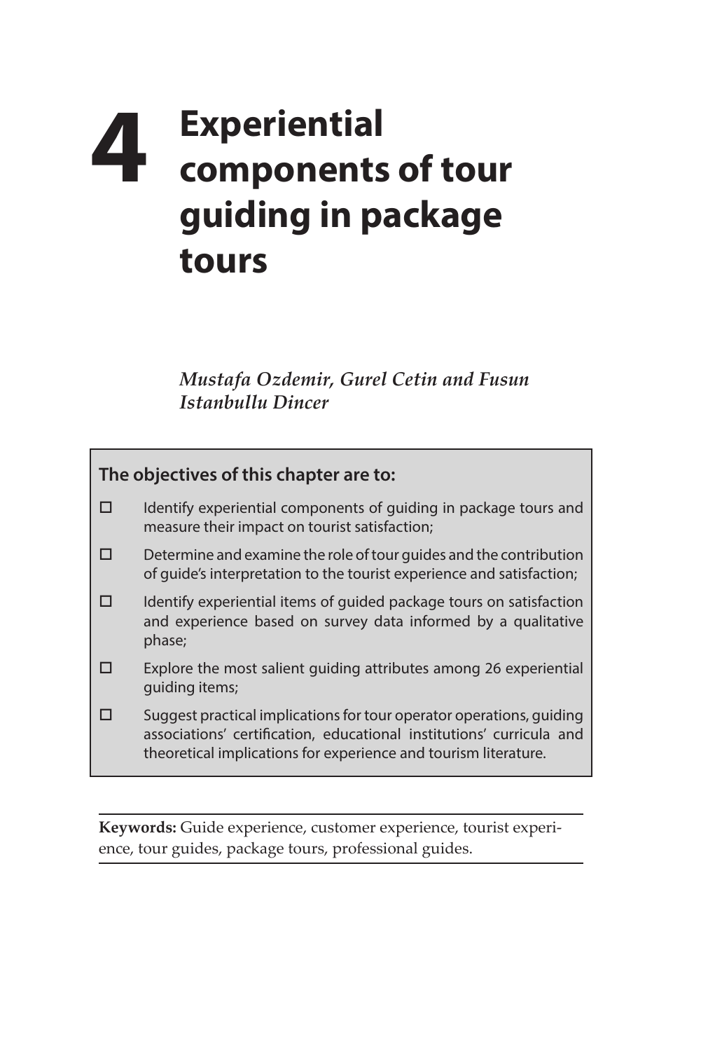# 4 Experiential components of tour guiding in package tours

*Mustafa Ozdemir, Gurel Cetin and Fusun Istanbullu Dincer*

**The objectives of this chapter are to:**

- Identify experiential components of guiding in package tours and measure their impact on tourist satisfaction;
- Determine and examine the role of tour guides and the contribution of guide's interpretation to the tourist experience and satisfaction;
- Identify experiential items of guided package tours on satisfaction and experience based on survey data informed by a qualitative phase;
- Explore the most salient guiding attributes among 26 experiential guiding items;
- Suggest practical implications for tour operator operations, guiding associations' certification, educational institutions' curricula and theoretical implications for experience and tourism literature.

**Keywords:** Guide experience, customer experience, tourist experience, tour guides, package tours, professional guides.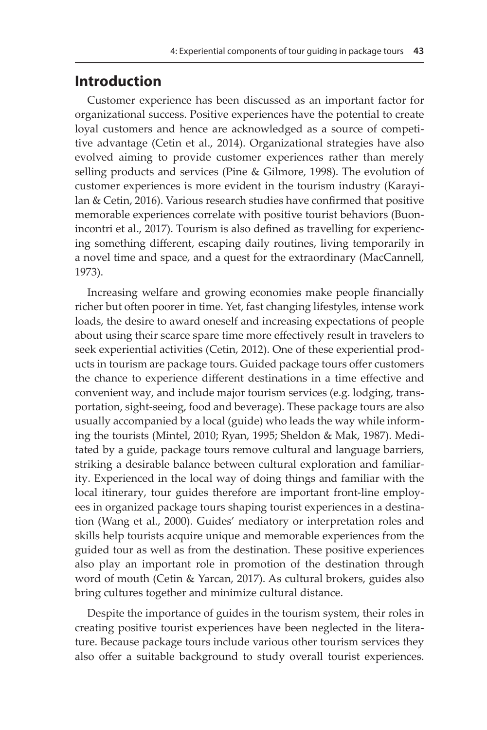## Introduction

Customer experience has been discussed as an important factor for organizational success. Positive experiences have the potential to create loyal customers and hence are acknowledged as a source of competitive advantage (Cetin et al., 2014). Organizational strategies have also evolved aiming to provide customer experiences rather than merely selling products and services (Pine & Gilmore, 1998). The evolution of customer experiences is more evident in the tourism industry (Karayilan & Cetin, 2016). Various research studies have confirmed that positive memorable experiences correlate with positive tourist behaviors (Buonincontri et al., 2017). Tourism is also defined as travelling for experiencing something different, escaping daily routines, living temporarily in a novel time and space, and a quest for the extraordinary (MacCannell, 1973).

Increasing welfare and growing economies make people financially richer but often poorer in time. Yet, fast changing lifestyles, intense work loads, the desire to award oneself and increasing expectations of people about using their scarce spare time more effectively result in travelers to seek experiential activities (Cetin, 2012). One of these experiential products in tourism are package tours. Guided package tours offer customers the chance to experience different destinations in a time effective and convenient way, and include major tourism services (e.g. lodging, transportation, sight-seeing, food and beverage). These package tours are also usually accompanied by a local (guide) who leads the way while informing the tourists (Mintel, 2010; Ryan, 1995; Sheldon & Mak, 1987). Meditated by a guide, package tours remove cultural and language barriers, striking a desirable balance between cultural exploration and familiarity. Experienced in the local way of doing things and familiar with the local itinerary, tour guides therefore are important front-line employees in organized package tours shaping tourist experiences in a destination (Wang et al., 2000). Guides' mediatory or interpretation roles and skills help tourists acquire unique and memorable experiences from the guided tour as well as from the destination. These positive experiences also play an important role in promotion of the destination through word of mouth (Cetin & Yarcan, 2017). As cultural brokers, guides also bring cultures together and minimize cultural distance.

Despite the importance of guides in the tourism system, their roles in creating positive tourist experiences have been neglected in the literature. Because package tours include various other tourism services they also offer a suitable background to study overall tourist experiences.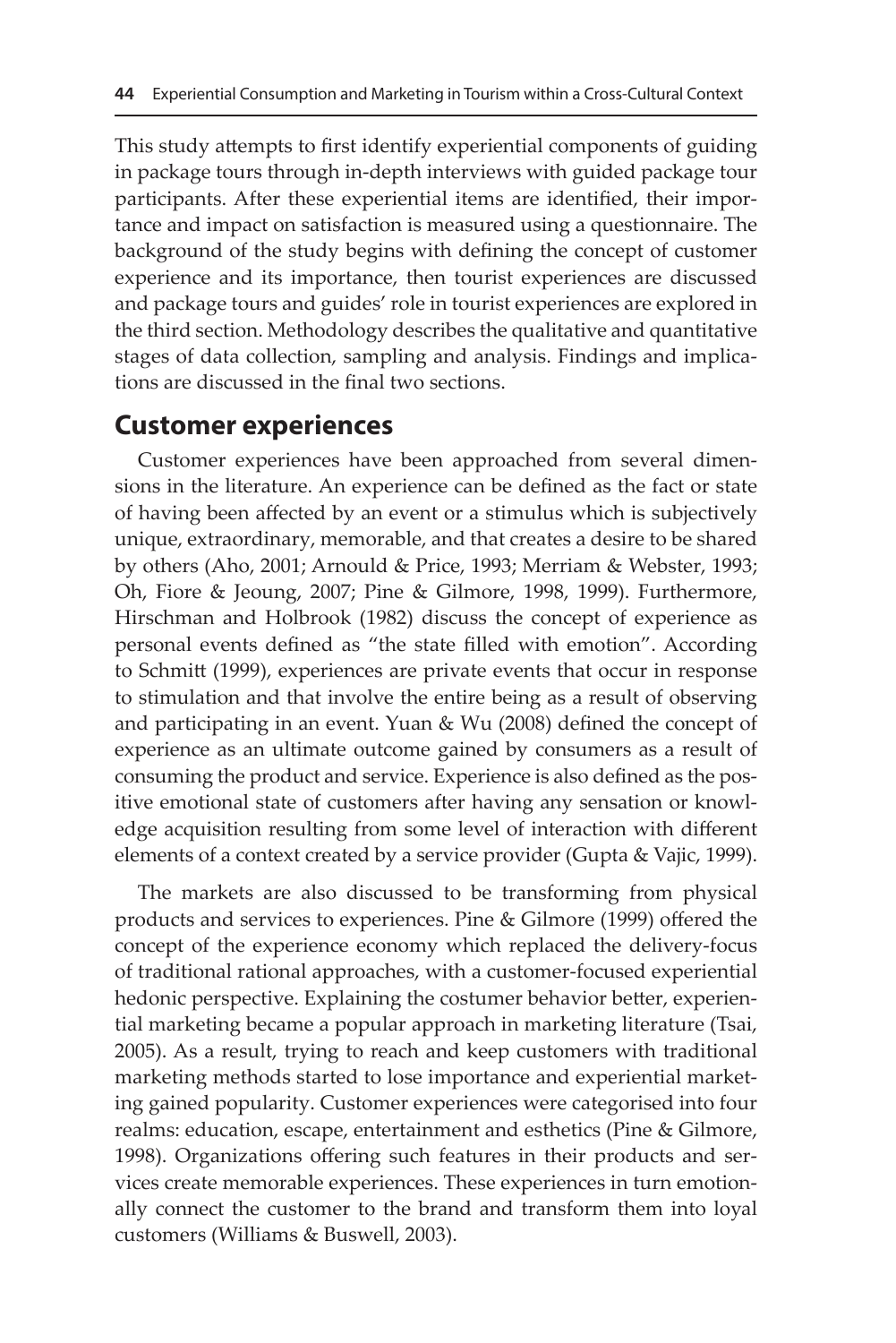This study attempts to first identify experiential components of guiding in package tours through in-depth interviews with guided package tour participants. After these experiential items are identified, their importance and impact on satisfaction is measured using a questionnaire. The background of the study begins with defining the concept of customer experience and its importance, then tourist experiences are discussed and package tours and guides' role in tourist experiences are explored in the third section. Methodology describes the qualitative and quantitative stages of data collection, sampling and analysis. Findings and implications are discussed in the final two sections.

## Customer experiences

Customer experiences have been approached from several dimensions in the literature. An experience can be defined as the fact or state of having been affected by an event or a stimulus which is subjectively unique, extraordinary, memorable, and that creates a desire to be shared by others (Aho, 2001; Arnould & Price, 1993; Merriam & Webster, 1993; Oh, Fiore & Jeoung, 2007; Pine & Gilmore, 1998, 1999). Furthermore, Hirschman and Holbrook (1982) discuss the concept of experience as personal events defined as "the state filled with emotion". According to Schmitt (1999), experiences are private events that occur in response to stimulation and that involve the entire being as a result of observing and participating in an event. Yuan & Wu (2008) defined the concept of experience as an ultimate outcome gained by consumers as a result of consuming the product and service. Experience is also defined as the positive emotional state of customers after having any sensation or knowledge acquisition resulting from some level of interaction with different elements of a context created by a service provider (Gupta & Vajic, 1999).

The markets are also discussed to be transforming from physical products and services to experiences. Pine & Gilmore (1999) offered the concept of the experience economy which replaced the delivery-focus of traditional rational approaches, with a customer-focused experiential hedonic perspective. Explaining the costumer behavior better, experiential marketing became a popular approach in marketing literature (Tsai, 2005). As a result, trying to reach and keep customers with traditional marketing methods started to lose importance and experiential marketing gained popularity. Customer experiences were categorised into four realms: education, escape, entertainment and esthetics (Pine & Gilmore, 1998). Organizations offering such features in their products and services create memorable experiences. These experiences in turn emotionally connect the customer to the brand and transform them into loyal customers (Williams & Buswell, 2003).